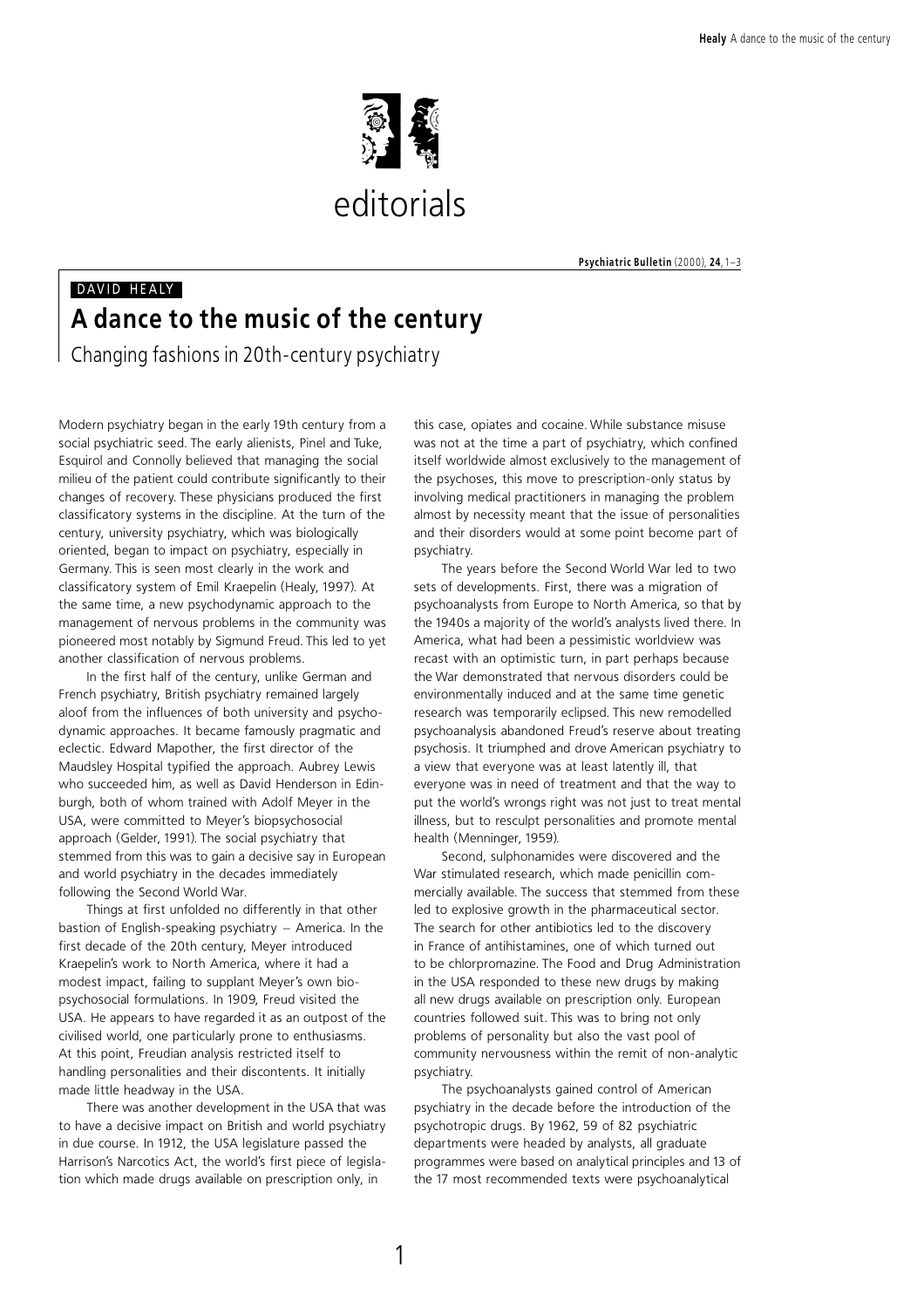editorials

DAVID HEALY

# A dance to the music of the century

Changing fashions in 20th-century psychiatry

Modern psychiatry began in the early 19th century from a social psychiatric seed. The early alienists, Pinel and Tuke, Esquirol and Connolly believed that managing the social milieu of the patient could contribute significantly to their changes of recovery. These physicians produced the first classificatory systems in the discipline. At the turn of the century, university psychiatry, which was biologically oriented, began to impact on psychiatry, especially in Germany. This is seen most clearly in the work and classificatory system of Emil Kraepelin (Healy, 1997). At the same time, a new psychodynamic approach to the management of nervous problems in the community was pioneered most notably by Sigmund Freud. This led to yet another classification of nervous problems.

In the first half of the century, unlike German and French psychiatry, British psychiatry remained largely aloof from the influences of both university and psychodynamic approaches. It became famously pragmatic and eclectic. Edward Mapother, the first director of the Maudsley Hospital typified the approach. Aubrey Lewis who succeeded him, as well as David Henderson in Edinburgh, both of whom trained with Adolf Meyer in the USA, were committed to Meyer's biopsychosocial approach (Gelder, 1991). The social psychiatry that stemmed from this was to gain a decisive say in European and world psychiatry in the decades immediately following the Second World War.

Things at first unfolded no differently in that other bastion of English-speaking psychiatry – America. In the first decade of the 20th century, Meyer introduced Kraepelin's work to North America, where it had a modest impact, failing to supplant Meyer's own biopsychosocial formulations. In 1909, Freud visited the USA. He appears to have regarded it as an outpost of the civilised world, one particularly prone to enthusiasms. At this point, Freudian analysis restricted itself to handling personalities and their discontents. It initially made little headway in the USA.

There was another development in the USA that was to have a decisive impact on British and world psychiatry in due course. In 1912, the USA legislature passed the Harrison's Narcotics Act, the world's first piece of legislation which made drugs available on prescription only, in this case, opiates and cocaine. While substance misuse was not at the time a part of psychiatry, which confined itself worldwide almost exclusively to the management of the psychoses, this move to prescription-only status by involving medical practitioners in managing the problem almost by necessity meant that the issue of personalities and their disorders would at some point become part of psychiatry.

The years before the Second World War led to two sets of developments. First, there was a migration of psychoanalysts from Europe to North America, so that by the 1940s a majority of the world's analysts lived there. In America, what had been a pessimistic worldview was recast with an optimistic turn, in part perhaps because the War demonstrated that nervous disorders could be environmentally induced and at the same time genetic research was temporarily eclipsed. This new remodelled psychoanalysis abandoned Freud's reserve about treating psychosis. It triumphed and drove American psychiatry to a view that everyone was at least latently ill, that everyone was in need of treatment and that the way to put the world's wrongs right was not just to treat mental illness, but to resculpt personalities and promote mental health (Menninger, 1959).

Second, sulphonamides were discovered and the War stimulated research, which made penicillin commercially available. The success that stemmed from these led to explosive growth in the pharmaceutical sector. The search for other antibiotics led to the discovery in France of antihistamines, one of which turned out to be chlorpromazine. The Food and Drug Administration in the USA responded to these new drugs by making all new drugs available on prescription only. European countries followed suit. This was to bring not only problems of personality but also the vast pool of community nervousness within the remit of non-analytic psychiatry.

The psychoanalysts gained control of American psychiatry in the decade before the introduction of the psychotropic drugs. By 1962, 59 of 82 psychiatric departments were headed by analysts, all graduate programmes were based on analytical principles and 13 of the 17 most recommended texts were psychoanalytical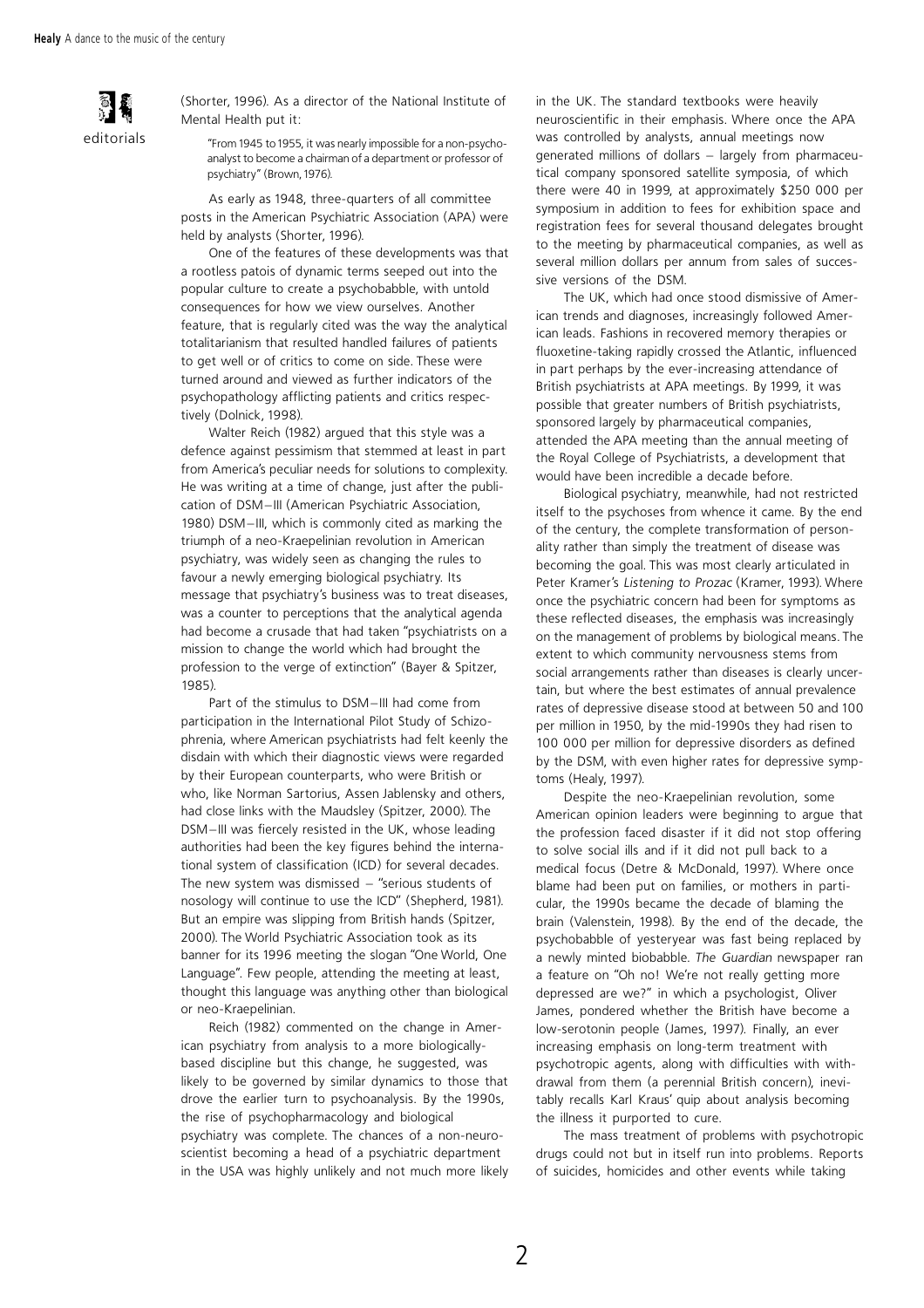(Shorter, 1996). As a director of the National Institute of Mental Health put it:

> "From 1945 to 1955, it was nearly impossible for a non-psychoanalyst to become a chairman of a department or professor of psychiatry" (Brown, 1976).

As early as 1948, three-quarters of all committee posts in the American Psychiatric Association (APA) were held by analysts (Shorter, 1996).

One of the features of these developments was that a rootless patois of dynamic terms seeped out into the popular culture to create a psychobabble, with untold consequences for how we view ourselves. Another feature, that is regularly cited was the way the analytical totalitarianism that resulted handled failures of patients to get well or of critics to come on side. These were turned around and viewed as further indicators of the psychopathology afflicting patients and critics respectively (Dolnick, 1998).

Walter Reich (1982) argued that this style was a defence against pessimism that stemmed at least in part from America's peculiar needs for solutions to complexity. He was writing at a time of change, just after the publication of DSM–III (American Psychiatric Association, 1980) DSM–III, which is commonly cited as marking the triumph of a neo-Kraepelinian revolution in American psychiatry, was widely seen as changing the rules to favour a newly emerging biological psychiatry. Its message that psychiatry's business was to treat diseases, was a counter to perceptions that the analytical agenda had become a crusade that had taken "psychiatrists on a mission to change the world which had brought the profession to the verge of extinction" (Bayer & Spitzer, 1985).

Part of the stimulus to DSM–III had come from participation in the International Pilot Study of Schizophrenia, where American psychiatrists had felt keenly the disdain with which their diagnostic views were regarded by their European counterparts, who were British or who, like Norman Sartorius, Assen Jablensky and others, had close links with the Maudsley (Spitzer, 2000). The DSM–III was fiercely resisted in the UK, whose leading authorities had been the key figures behind the international system of classification (ICD) for several decades. The new system was dismissed – "serious students of nosology will continue to use the ICD" (Shepherd, 1981). But an empire was slipping from British hands (Spitzer, 2000). The World Psychiatric Association took as its banner for its 1996 meeting the slogan "One World, One Language". Few people, attending the meeting at least, thought this language was anything other than biological or neo-Kraepelinian.

Reich (1982) commented on the change in American psychiatry from analysis to a more biologically-based discipline but this change, he suggested, was likely to be governed by similar dynamics to those that drove the earlier turn to psychoanalysis. By the 1990s, the rise of psychopharmacology and biological psychiatry was complete. The chances of a non-neuroscientist becoming a head of a psychiatric department in the USA was highly unlikely and not much more likely in the UK. The standard textbooks were heavily neuroscientific in their emphasis. Where once the APA was controlled by analysts, annual meetings now generated millions of dollars – largely from pharmaceutical company sponsored satellite symposia, of which there were 40 in 1999, at approximately $250 000 per symposium in addition to fees for exhibition space and registration fees for several thousand delegates brought to the meeting by pharmaceutical companies, as well as several million dollars per annum from sales of successive versions of the DSM.

The UK, which had once stood dismissive of American trends and diagnoses, increasingly followed American leads. Fashions in recovered memory therapies or fluoxetine-taking rapidly crossed the Atlantic, influenced in part perhaps by the ever-increasing attendance of British psychiatrists at APA meetings. By 1999, it was possible that greater numbers of British psychiatrists, sponsored largely by pharmaceutical companies, attended the APA meeting than the annual meeting of the Royal College of Psychiatrists, a development that would have been incredible a decade before.

Biological psychiatry, meanwhile, had not restricted itself to the psychoses from whence it came. By the end of the century, the complete transformation of personality rather than simply the treatment of disease was becoming the goal. This was most clearly articulated in Peter Kramer's *Listening to Prozac* (Kramer, 1993). Where once the psychiatric concern had been for symptoms as these reflected diseases, the emphasis was increasingly on the management of problems by biological means. The extent to which community nervousness stems from social arrangements rather than diseases is clearly uncertain, but where the best estimates of annual prevalence rates of depressive disease stood at between 50 and 100 per million in 1950, by the mid-1990s they had risen to 100 000 per million for depressive disorders as defined by the DSM, with even higher rates for depressive symptoms (Healy, 1997).

Despite the neo-Kraepelinian revolution, some American opinion leaders were beginning to argue that the profession faced disaster if it did not stop offering to solve social ills and if it did not pull back to a medical focus (Detre & McDonald, 1997). Where once blame had been put on families, or mothers in particular, the 1990s became the decade of blaming the brain (Valenstein, 1998). By the end of the decade, the psychobabble of yesteryear was fast being replaced by a newly minted biobabble. *The Guardian* newspaper ran a feature on "Oh no! We're not really getting more depressed are we?" in which a psychologist, Oliver James, pondered whether the British have become a low-serotonin people (James, 1997). Finally, an ever increasing emphasis on long-term treatment with psychotropic agents, along with difficulties with withdrawal from them (a perennial British concern), inevitably recalls Karl Kraus' quip about analysis becoming the illness it purported to cure.

The mass treatment of problems with psychotropic drugs could not but in itself run into problems. Reports of suicides, homicides and other events while taking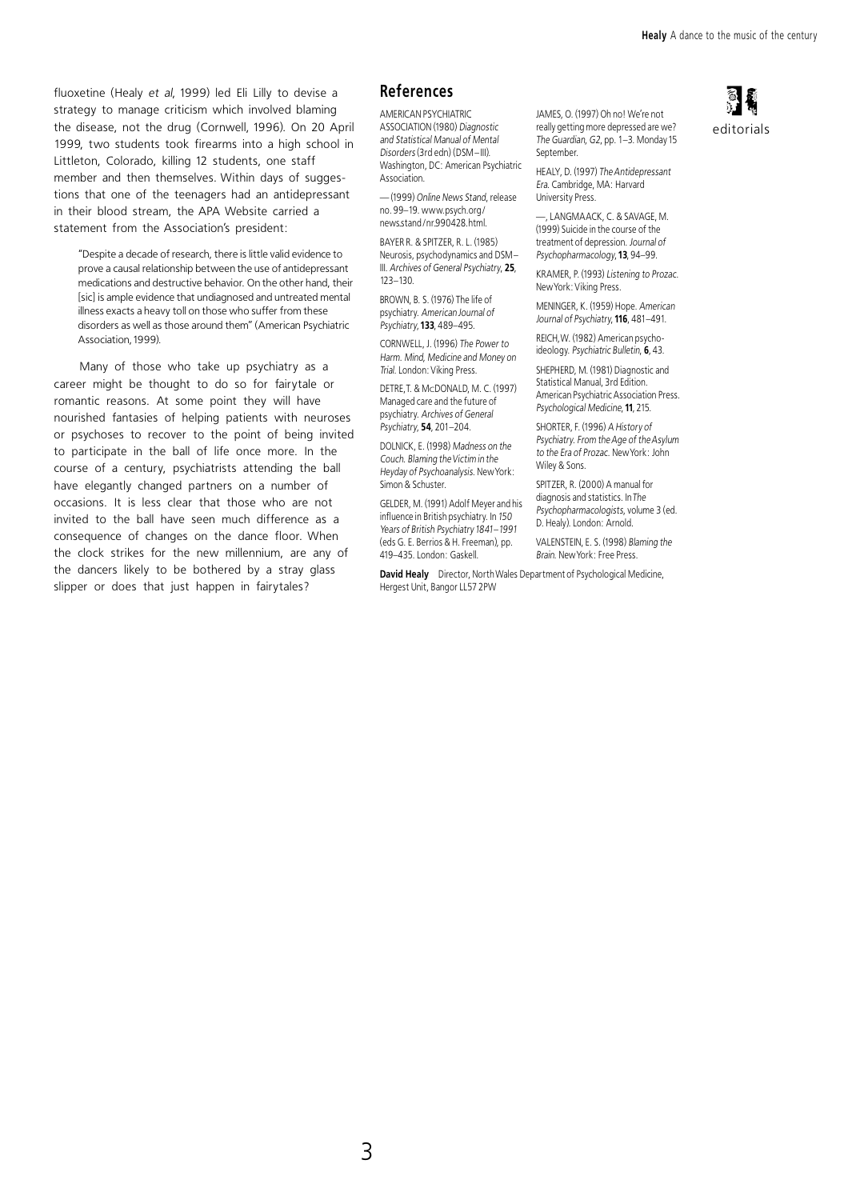fluoxetine (Healy *et al*, 1999) led Eli Lilly to devise a strategy to manage criticism which involved blaming the disease, not the drug (Cornwell, 1996). On 20 April 1999, two students took firearms into a high school in Littleton, Colorado, killing 12 students, one staff member and then themselves. Within days of suggestions that one of the teenagers had an antidepressant in their blood stream, the APA Website carried a statement from the Association's president:

> "Despite a decade of research, there is little valid evidence to prove a causal relationship between the use of antidepressant medications and destructive behavior. On the other hand, their [sic] is ample evidence that undiagnosed and untreated mental illness exacts a heavy toll on those who suffer from these disorders as well as those around them" (American Psychiatric Association, 1999).

Many of those who take up psychiatry as a career might be thought to do so for fairytale or romantic reasons. At some point they will have nourished fantasies of helping patients with neuroses or psychoses to recover to the point of being invited to participate in the ball of life once more. In the course of a century, psychiatrists attending the ball have elegantly changed partners on a number of occasions. It is less clear that those who are not invited to the ball have seen much difference as a consequence of changes on the dance floor. When the clock strikes for the new millennium, are any of the dancers likely to be bothered by a stray glass slipper or does that just happen in fairytales?

## References

AMERICAN PSYCHIATRIC ASSOCIATION (1980) *Diagnostic and Statistical Manual of Mental Disorders* (3rd edn) (DSM–III). Washington, DC: American Psychiatric Association.

— (1999) *Online News Stand*, release no. 99–19. www.psych.org/news.stand/nr.990428.html.

BAYER R. & SPITZER, R. L. (1985) Neurosis, psychodynamics and DSM–III. *Archives of General Psychiatry*, **25**, 123–130.

BROWN, B. S. (1976) The life of psychiatry. *American Journal of Psychiatry*, **133**, 489–495.

CORNWELL, J. (1996) *The Power to Harm. Mind, Medicine and Money on Trial*. London: Viking Press.

DETRE, T. & McDONALD, M. C. (1997) Managed care and the future of psychiatry. *Archives of General Psychiatry*, **54**, 201–204.

DOLNICK, E. (1998) *Madness on the Couch. Blaming the Victim in the Heyday of Psychoanalysis*. New York: Simon & Schuster.

GELDER, M. (1991) Adolf Meyer and his influence in British psychiatry. In *150 Years of British Psychiatry 1841–1991* (eds G. E. Berrios & H. Freeman), pp. 419–435. London: Gaskell.

JAMES, O. (1997) Oh no! We're not really getting more depressed are we? *The Guardian, G2*, pp. 1–3. Monday 15 September.

HEALY, D. (1997) *The Antidepressant Era*. Cambridge, MA: Harvard University Press.

—, LANGMAACK, C. & SAVAGE, M. (1999) Suicide in the course of the treatment of depression. *Journal of Psychopharmacology*, **13**, 94–99.

KRAMER, P. (1993) *Listening to Prozac*. New York: Viking Press.

MENINGER, K. (1959) Hope. *American Journal of Psychiatry*, **116**, 481–491.

REICH, W. (1982) American psycho-ideology. *Psychiatric Bulletin*, **6**, 43.

SHEPHERD, M. (1981) Diagnostic and Statistical Manual, 3rd Edition. American Psychiatric Association Press. *Psychological Medicine*, **11**, 215.

SHORTER, F. (1996) *A History of Psychiatry. From the Age of the Asylum to the Era of Prozac*. New York: John Wiley & Sons.

SPITZER, R. (2000) A manual for diagnosis and statistics. In *The Psychopharmacologists*, volume 3 (ed. D. Healy). London: Arnold.

VALENSTEIN, E. S. (1998) *Blaming the Brain*. New York: Free Press.

**David Healy** Director, North Wales Department of Psychological Medicine, Hergest Unit, Bangor LL57 2PW